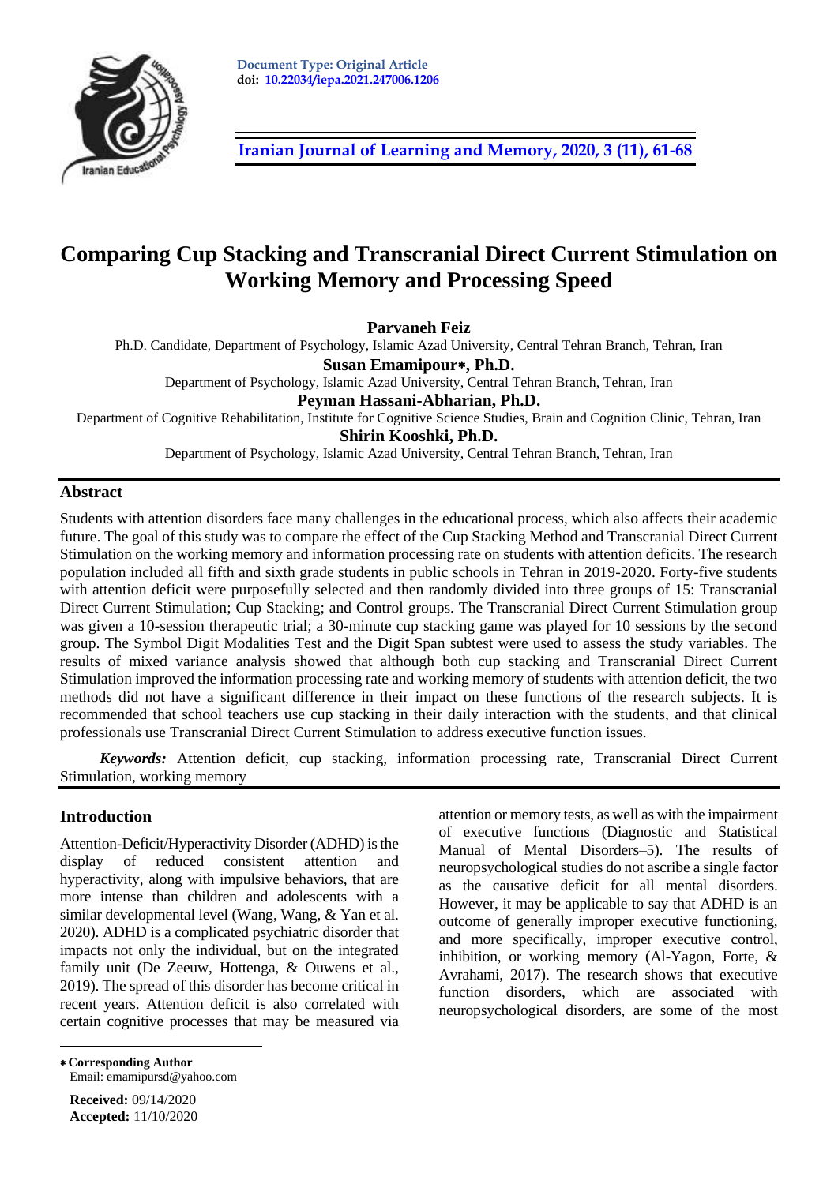Document Type: Original Article
doi: 10.22034/iepa.2021.247006.1206

# Comparing Cup Stacking and Transcranial Direct Current Stimulation on Working Memory and Processing Speed

**Parvaneh Feiz**
Ph.D. Candidate, Department of Psychology, Islamic Azad University, Central Tehran Branch, Tehran, Iran

**Susan Emamipour*, Ph.D.**
Department of Psychology, Islamic Azad University, Central Tehran Branch, Tehran, Iran

**Peyman Hassani-Abharian, Ph.D.**
Department of Cognitive Rehabilitation, Institute for Cognitive Science Studies, Brain and Cognition Clinic, Tehran, Iran

**Shirin Kooshki, Ph.D.**
Department of Psychology, Islamic Azad University, Central Tehran Branch, Tehran, Iran

## Abstract

Students with attention disorders face many challenges in the educational process, which also affects their academic future. The goal of this study was to compare the effect of the Cup Stacking Method and Transcranial Direct Current Stimulation on the working memory and information processing rate on students with attention deficits. The research population included all fifth and sixth grade students in public schools in Tehran in 2019-2020. Forty-five students with attention deficit were purposefully selected and then randomly divided into three groups of 15: Transcranial Direct Current Stimulation; Cup Stacking; and Control groups. The Transcranial Direct Current Stimulation group was given a 10-session therapeutic trial; a 30-minute cup stacking game was played for 10 sessions by the second group. The Symbol Digit Modalities Test and the Digit Span subtest were used to assess the study variables. The results of mixed variance analysis showed that although both cup stacking and Transcranial Direct Current Stimulation improved the information processing rate and working memory of students with attention deficit, the two methods did not have a significant difference in their impact on these functions of the research subjects. It is recommended that school teachers use cup stacking in their daily interaction with the students, and that clinical professionals use Transcranial Direct Current Stimulation to address executive function issues.

***Keywords:*** Attention deficit, cup stacking, information processing rate, Transcranial Direct Current Stimulation, working memory

## Introduction

Attention-Deficit/Hyperactivity Disorder (ADHD) is the display of reduced consistent attention and hyperactivity, along with impulsive behaviors, that are more intense than children and adolescents with a similar developmental level (Wang, Wang, & Yan et al. 2020). ADHD is a complicated psychiatric disorder that impacts not only the individual, but on the integrated family unit (De Zeeuw, Hottenga, & Ouwens et al., 2019). The spread of this disorder has become critical in recent years. Attention deficit is also correlated with certain cognitive processes that may be measured via attention or memory tests, as well as with the impairment of executive functions (Diagnostic and Statistical Manual of Mental Disorders–5). The results of neuropsychological studies do not ascribe a single factor as the causative deficit for all mental disorders. However, it may be applicable to say that ADHD is an outcome of generally improper executive functioning, and more specifically, improper executive control, inhibition, or working memory (Al-Yagon, Forte, & Avrahami, 2017). The research shows that executive function disorders, which are associated with neuropsychological disorders, are some of the most

---

* **Corresponding Author**
Email: emamipursd@yahoo.com

**Received:** 09/14/2020
**Accepted:** 11/10/2020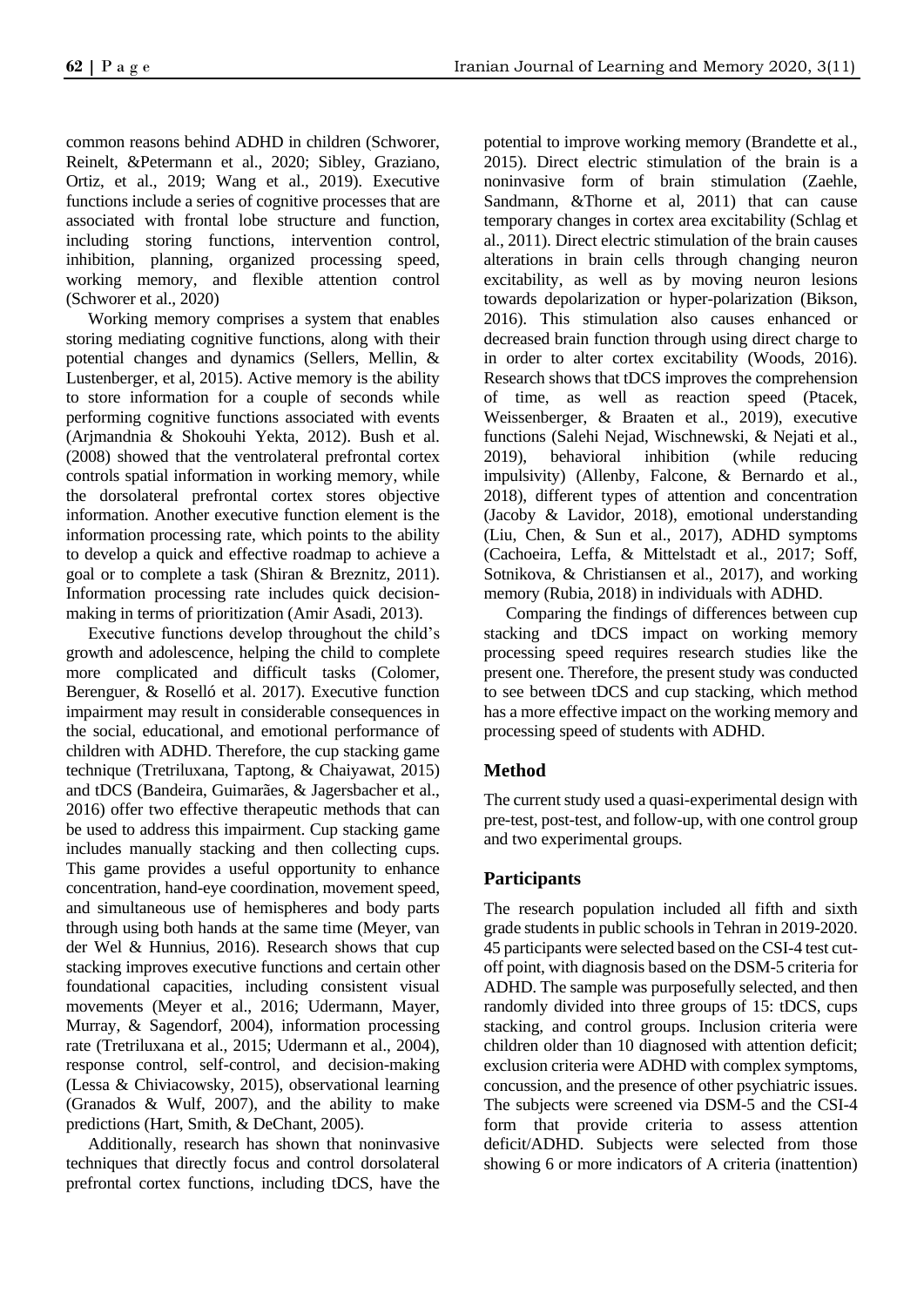common reasons behind ADHD in children (Schworer, Reinelt, &Petermann et al., 2020; Sibley, Graziano, Ortiz, et al., 2019; Wang et al., 2019). Executive functions include a series of cognitive processes that are associated with frontal lobe structure and function, including storing functions, intervention control, inhibition, planning, organized processing speed, working memory, and flexible attention control (Schworer et al., 2020)

Working memory comprises a system that enables storing mediating cognitive functions, along with their potential changes and dynamics (Sellers, Mellin, & Lustenberger, et al, 2015). Active memory is the ability to store information for a couple of seconds while performing cognitive functions associated with events (Arjmandnia & Shokouhi Yekta, 2012). Bush et al. (2008) showed that the ventrolateral prefrontal cortex controls spatial information in working memory, while the dorsolateral prefrontal cortex stores objective information. Another executive function element is the information processing rate, which points to the ability to develop a quick and effective roadmap to achieve a goal or to complete a task (Shiran & Breznitz, 2011). Information processing rate includes quick decision-making in terms of prioritization (Amir Asadi, 2013).

Executive functions develop throughout the child's growth and adolescence, helping the child to complete more complicated and difficult tasks (Colomer, Berenguer, & Roselló et al. 2017). Executive function impairment may result in considerable consequences in the social, educational, and emotional performance of children with ADHD. Therefore, the cup stacking game technique (Tretriluxana, Taptong, & Chaiyawat, 2015) and tDCS (Bandeira, Guimarães, & Jagersbacher et al., 2016) offer two effective therapeutic methods that can be used to address this impairment. Cup stacking game includes manually stacking and then collecting cups. This game provides a useful opportunity to enhance concentration, hand-eye coordination, movement speed, and simultaneous use of hemispheres and body parts through using both hands at the same time (Meyer, van der Wel & Hunnius, 2016). Research shows that cup stacking improves executive functions and certain other foundational capacities, including consistent visual movements (Meyer et al., 2016; Udermann, Mayer, Murray, & Sagendorf, 2004), information processing rate (Tretriluxana et al., 2015; Udermann et al., 2004), response control, self-control, and decision-making (Lessa & Chiviacowsky, 2015), observational learning (Granados & Wulf, 2007), and the ability to make predictions (Hart, Smith, & DeChant, 2005).

Additionally, research has shown that noninvasive techniques that directly focus and control dorsolateral prefrontal cortex functions, including tDCS, have the potential to improve working memory (Brandette et al., 2015). Direct electric stimulation of the brain is a noninvasive form of brain stimulation (Zaehle, Sandmann, &Thorne et al, 2011) that can cause temporary changes in cortex area excitability (Schlag et al., 2011). Direct electric stimulation of the brain causes alterations in brain cells through changing neuron excitability, as well as by moving neuron lesions towards depolarization or hyper-polarization (Bikson, 2016). This stimulation also causes enhanced or decreased brain function through using direct charge to in order to alter cortex excitability (Woods, 2016). Research shows that tDCS improves the comprehension of time, as well as reaction speed (Ptacek, Weissenberger, & Braaten et al., 2019), executive functions (Salehi Nejad, Wischnewski, & Nejati et al., 2019), behavioral inhibition (while reducing impulsivity) (Allenby, Falcone, & Bernardo et al., 2018), different types of attention and concentration (Jacoby & Lavidor, 2018), emotional understanding (Liu, Chen, & Sun et al., 2017), ADHD symptoms (Cachoeira, Leffa, & Mittelstadt et al., 2017; Soff, Sotnikova, & Christiansen et al., 2017), and working memory (Rubia, 2018) in individuals with ADHD.

Comparing the findings of differences between cup stacking and tDCS impact on working memory processing speed requires research studies like the present one. Therefore, the present study was conducted to see between tDCS and cup stacking, which method has a more effective impact on the working memory and processing speed of students with ADHD.

## Method

The current study used a quasi-experimental design with pre-test, post-test, and follow-up, with one control group and two experimental groups.

## Participants

The research population included all fifth and sixth grade students in public schools in Tehran in 2019-2020. 45 participants were selected based on the CSI-4 test cut-off point, with diagnosis based on the DSM-5 criteria for ADHD. The sample was purposefully selected, and then randomly divided into three groups of 15: tDCS, cups stacking, and control groups. Inclusion criteria were children older than 10 diagnosed with attention deficit; exclusion criteria were ADHD with complex symptoms, concussion, and the presence of other psychiatric issues. The subjects were screened via DSM-5 and the CSI-4 form that provide criteria to assess attention deficit/ADHD. Subjects were selected from those showing 6 or more indicators of A criteria (inattention)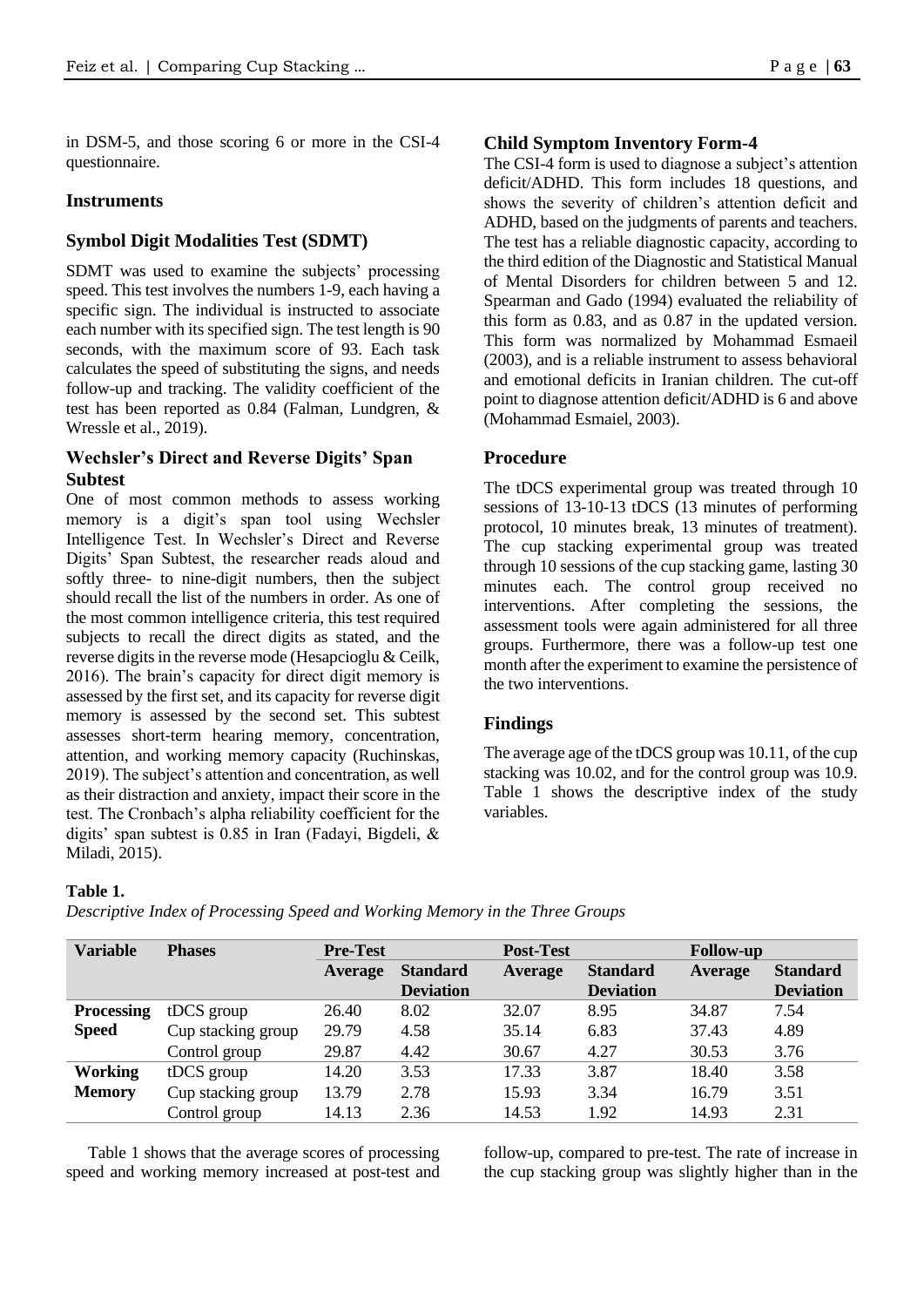in DSM-5, and those scoring 6 or more in the CSI-4 questionnaire.

## Instruments

### Symbol Digit Modalities Test (SDMT)

SDMT was used to examine the subjects' processing speed. This test involves the numbers 1-9, each having a specific sign. The individual is instructed to associate each number with its specified sign. The test length is 90 seconds, with the maximum score of 93. Each task calculates the speed of substituting the signs, and needs follow-up and tracking. The validity coefficient of the test has been reported as 0.84 (Falman, Lundgren, & Wressle et al., 2019).

### Wechsler's Direct and Reverse Digits' Span Subtest

One of most common methods to assess working memory is a digit's span tool using Wechsler Intelligence Test. In Wechsler's Direct and Reverse Digits' Span Subtest, the researcher reads aloud and softly three- to nine-digit numbers, then the subject should recall the list of the numbers in order. As one of the most common intelligence criteria, this test required subjects to recall the direct digits as stated, and the reverse digits in the reverse mode (Hesapcioglu & Ceilk, 2016). The brain's capacity for direct digit memory is assessed by the first set, and its capacity for reverse digit memory is assessed by the second set. This subtest assesses short-term hearing memory, concentration, attention, and working memory capacity (Ruchinskas, 2019). The subject's attention and concentration, as well as their distraction and anxiety, impact their score in the test. The Cronbach's alpha reliability coefficient for the digits' span subtest is 0.85 in Iran (Fadayi, Bigdeli, & Miladi, 2015).

### Child Symptom Inventory Form-4

The CSI-4 form is used to diagnose a subject's attention deficit/ADHD. This form includes 18 questions, and shows the severity of children's attention deficit and ADHD, based on the judgments of parents and teachers. The test has a reliable diagnostic capacity, according to the third edition of the Diagnostic and Statistical Manual of Mental Disorders for children between 5 and 12. Spearman and Gado (1994) evaluated the reliability of this form as 0.83, and as 0.87 in the updated version. This form was normalized by Mohammad Esmaeil (2003), and is a reliable instrument to assess behavioral and emotional deficits in Iranian children. The cut-off point to diagnose attention deficit/ADHD is 6 and above (Mohammad Esmaiel, 2003).

## Procedure

The tDCS experimental group was treated through 10 sessions of 13-10-13 tDCS (13 minutes of performing protocol, 10 minutes break, 13 minutes of treatment). The cup stacking experimental group was treated through 10 sessions of the cup stacking game, lasting 30 minutes each. The control group received no interventions. After completing the sessions, the assessment tools were again administered for all three groups. Furthermore, there was a follow-up test one month after the experiment to examine the persistence of the two interventions.

## Findings

The average age of the tDCS group was 10.11, of the cup stacking was 10.02, and for the control group was 10.9. Table 1 shows the descriptive index of the study variables.

**Table 1.**

*Descriptive Index of Processing Speed and Working Memory in the Three Groups*

| Variable | Phases | Pre-Test | | Post-Test | | Follow-up | |
|---|---|---|---|---|---|---|---|
| | | Average | Standard Deviation | Average | Standard Deviation | Average | Standard Deviation |
| **Processing Speed** | tDCS group | 26.40 | 8.02 | 32.07 | 8.95 | 34.87 | 7.54 |
| | Cup stacking group | 29.79 | 4.58 | 35.14 | 6.83 | 37.43 | 4.89 |
| | Control group | 29.87 | 4.42 | 30.67 | 4.27 | 30.53 | 3.76 |
| **Working Memory** | tDCS group | 14.20 | 3.53 | 17.33 | 3.87 | 18.40 | 3.58 |
| | Cup stacking group | 13.79 | 2.78 | 15.93 | 3.34 | 16.79 | 3.51 |
| | Control group | 14.13 | 2.36 | 14.53 | 1.92 | 14.93 | 2.31 |

Table 1 shows that the average scores of processing speed and working memory increased at post-test and follow-up, compared to pre-test. The rate of increase in the cup stacking group was slightly higher than in the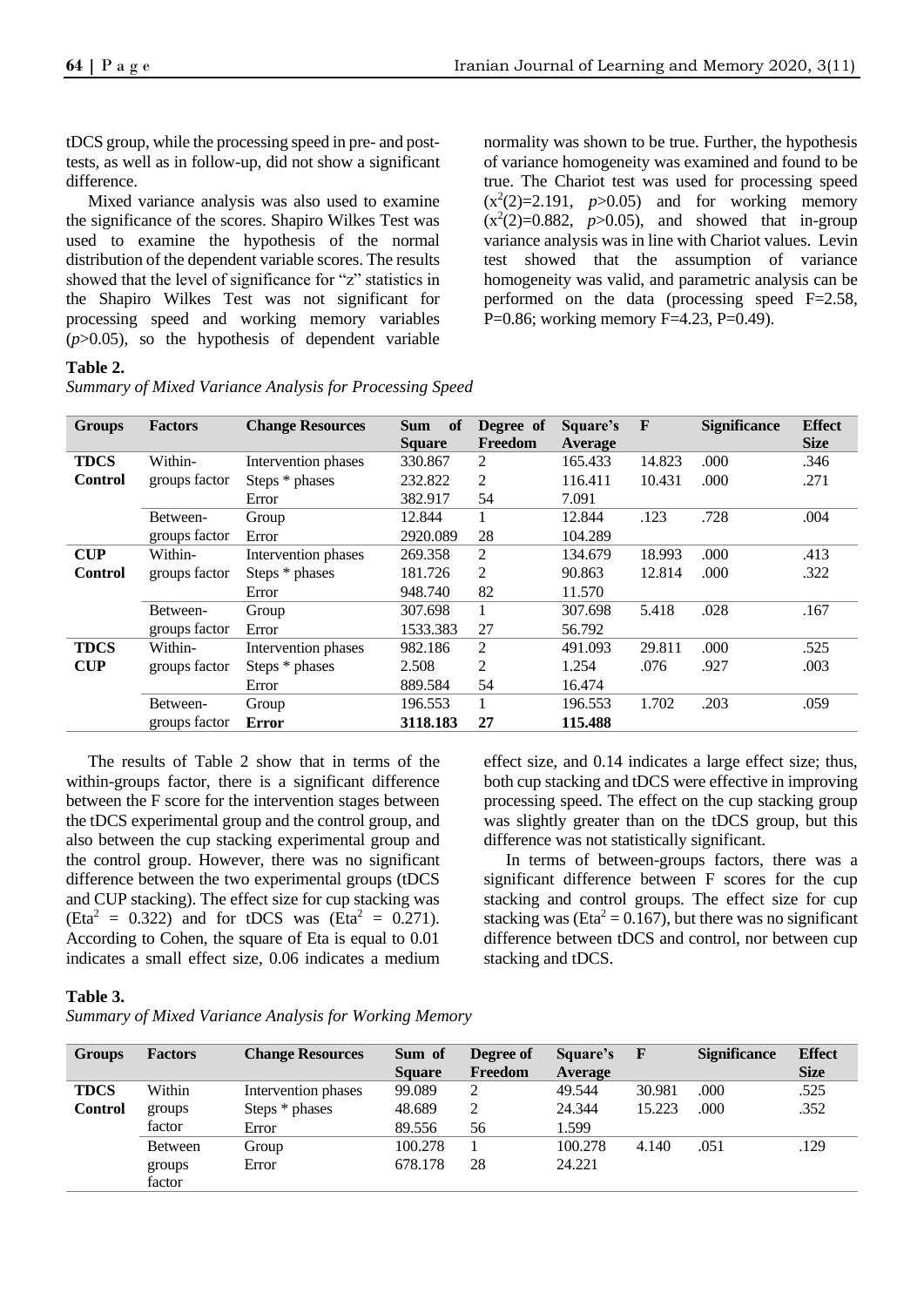tDCS group, while the processing speed in pre- and post-tests, as well as in follow-up, did not show a significant difference.

Mixed variance analysis was also used to examine the significance of the scores. Shapiro Wilkes Test was used to examine the hypothesis of the normal distribution of the dependent variable scores. The results showed that the level of significance for "z" statistics in the Shapiro Wilkes Test was not significant for processing speed and working memory variables ($p$>0.05), so the hypothesis of dependent variable normality was shown to be true. Further, the hypothesis of variance homogeneity was examined and found to be true. The Chariot test was used for processing speed ($x^2(2)$=2.191, $p$>0.05) and for working memory ($x^2(2)$=0.882, $p$>0.05), and showed that in-group variance analysis was in line with Chariot values. Levin test showed that the assumption of variance homogeneity was valid, and parametric analysis can be performed on the data (processing speed F=2.58, P=0.86; working memory F=4.23, P=0.49).

**Table 2.**

*Summary of Mixed Variance Analysis for Processing Speed*

| Groups | Factors | Change Resources | Sum of Square | Degree of Freedom | Square's Average | F | Significance | Effect Size |
|---|---|---|---|---|---|---|---|---|
| **TDCS Control** | Within-groups factor | Intervention phases | 330.867 | 2 | 165.433 | 14.823 | .000 | .346 |
| | | Steps * phases | 232.822 | 2 | 116.411 | 10.431 | .000 | .271 |
| | | Error | 382.917 | 54 | 7.091 | | | |
| | Between-groups factor | Group | 12.844 | 1 | 12.844 | .123 | .728 | .004 |
| | | Error | 2920.089 | 28 | 104.289 | | | |
| **CUP Control** | Within-groups factor | Intervention phases | 269.358 | 2 | 134.679 | 18.993 | .000 | .413 |
| | | Steps * phases | 181.726 | 2 | 90.863 | 12.814 | .000 | .322 |
| | | Error | 948.740 | 82 | 11.570 | | | |
| | Between-groups factor | Group | 307.698 | 1 | 307.698 | 5.418 | .028 | .167 |
| | | Error | 1533.383 | 27 | 56.792 | | | |
| **TDCS CUP** | Within-groups factor | Intervention phases | 982.186 | 2 | 491.093 | 29.811 | .000 | .525 |
| | | Steps * phases | 2.508 | 2 | 1.254 | .076 | .927 | .003 |
| | | Error | 889.584 | 54 | 16.474 | | | |
| | Between-groups factor | Group | 196.553 | 1 | 196.553 | 1.702 | .203 | .059 |
| | | **Error** | **3118.183** | **27** | **115.488** | | | |

The results of Table 2 show that in terms of the within-groups factor, there is a significant difference between the F score for the intervention stages between the tDCS experimental group and the control group, and also between the cup stacking experimental group and the control group. However, there was no significant difference between the two experimental groups (tDCS and CUP stacking). The effect size for cup stacking was ($Eta^2$ = 0.322) and for tDCS was ($Eta^2$ = 0.271). According to Cohen, the square of Eta is equal to 0.01 indicates a small effect size, 0.06 indicates a medium effect size, and 0.14 indicates a large effect size; thus, both cup stacking and tDCS were effective in improving processing speed. The effect on the cup stacking group was slightly greater than on the tDCS group, but this difference was not statistically significant.

In terms of between-groups factors, there was a significant difference between F scores for the cup stacking and control groups. The effect size for cup stacking was ($Eta^2$ = 0.167), but there was no significant difference between tDCS and control, nor between cup stacking and tDCS.

**Table 3.**

*Summary of Mixed Variance Analysis for Working Memory*

| Groups | Factors | Change Resources | Sum of Square | Degree of Freedom | Square's Average | F | Significance | Effect Size |
|---|---|---|---|---|---|---|---|---|
| **TDCS Control** | Within groups factor | Intervention phases | 99.089 | 2 | 49.544 | 30.981 | .000 | .525 |
| | | Steps * phases | 48.689 | 2 | 24.344 | 15.223 | .000 | .352 |
| | | Error | 89.556 | 56 | 1.599 | | | |
| | Between groups factor | Group | 100.278 | 1 | 100.278 | 4.140 | .051 | .129 |
| | | Error | 678.178 | 28 | 24.221 | | | |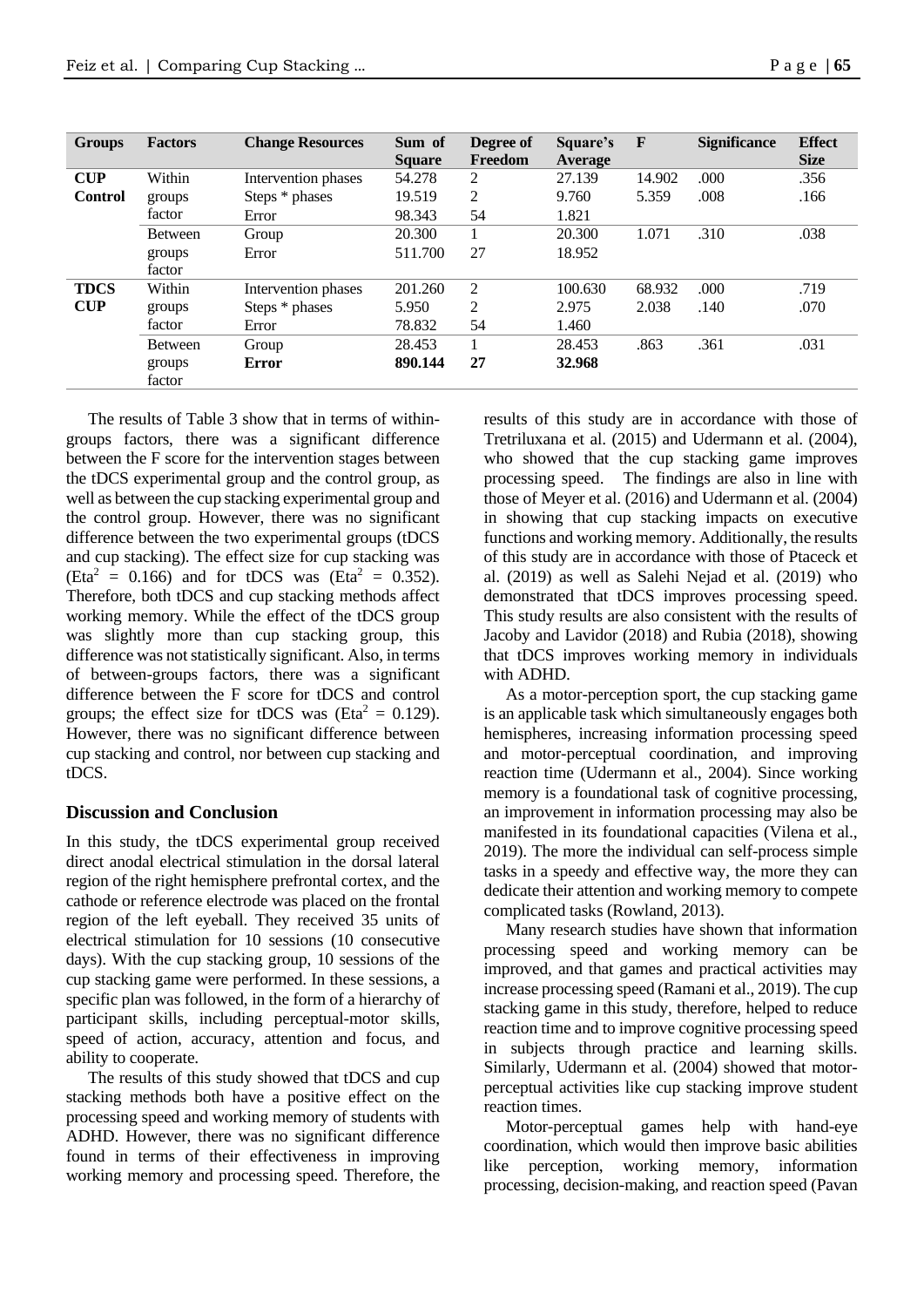| Groups | Factors | Change Resources | Sum of Square | Degree of Freedom | Square's Average | F | Significance | Effect Size |
|---|---|---|---|---|---|---|---|---|
| **CUP Control** | Within groups factor | Intervention phases | 54.278 | 2 | 27.139 | 14.902 | .000 | .356 |
| | | Steps * phases | 19.519 | 2 | 9.760 | 5.359 | .008 | .166 |
| | | Error | 98.343 | 54 | 1.821 | | | |
| | Between groups factor | Group | 20.300 | 1 | 20.300 | 1.071 | .310 | .038 |
| | | Error | 511.700 | 27 | 18.952 | | | |
| **TDCS CUP** | Within groups factor | Intervention phases | 201.260 | 2 | 100.630 | 68.932 | .000 | .719 |
| | | Steps * phases | 5.950 | 2 | 2.975 | 2.038 | .140 | .070 |
| | | Error | 78.832 | 54 | 1.460 | | | |
| | Between groups factor | Group | 28.453 | 1 | 28.453 | .863 | .361 | .031 |
| | | **Error** | **890.144** | **27** | **32.968** | | | |

The results of Table 3 show that in terms of within-groups factors, there was a significant difference between the F score for the intervention stages between the tDCS experimental group and the control group, as well as between the cup stacking experimental group and the control group. However, there was no significant difference between the two experimental groups (tDCS and cup stacking). The effect size for cup stacking was ($Eta^2$ = 0.166) and for tDCS was ($Eta^2$ = 0.352). Therefore, both tDCS and cup stacking methods affect working memory. While the effect of the tDCS group was slightly more than cup stacking group, this difference was not statistically significant. Also, in terms of between-groups factors, there was a significant difference between the F score for tDCS and control groups; the effect size for tDCS was ($Eta^2$ = 0.129). However, there was no significant difference between cup stacking and control, nor between cup stacking and tDCS.

## Discussion and Conclusion

In this study, the tDCS experimental group received direct anodal electrical stimulation in the dorsal lateral region of the right hemisphere prefrontal cortex, and the cathode or reference electrode was placed on the frontal region of the left eyeball. They received 35 units of electrical stimulation for 10 sessions (10 consecutive days). With the cup stacking group, 10 sessions of the cup stacking game were performed. In these sessions, a specific plan was followed, in the form of a hierarchy of participant skills, including perceptual-motor skills, speed of action, accuracy, attention and focus, and ability to cooperate.

The results of this study showed that tDCS and cup stacking methods both have a positive effect on the processing speed and working memory of students with ADHD. However, there was no significant difference found in terms of their effectiveness in improving working memory and processing speed. Therefore, the results of this study are in accordance with those of Tretriluxana et al. (2015) and Udermann et al. (2004), who showed that the cup stacking game improves processing speed. The findings are also in line with those of Meyer et al. (2016) and Udermann et al. (2004) in showing that cup stacking impacts on executive functions and working memory. Additionally, the results of this study are in accordance with those of Ptaceck et al. (2019) as well as Salehi Nejad et al. (2019) who demonstrated that tDCS improves processing speed. This study results are also consistent with the results of Jacoby and Lavidor (2018) and Rubia (2018), showing that tDCS improves working memory in individuals with ADHD.

As a motor-perception sport, the cup stacking game is an applicable task which simultaneously engages both hemispheres, increasing information processing speed and motor-perceptual coordination, and improving reaction time (Udermann et al., 2004). Since working memory is a foundational task of cognitive processing, an improvement in information processing may also be manifested in its foundational capacities (Vilena et al., 2019). The more the individual can self-process simple tasks in a speedy and effective way, the more they can dedicate their attention and working memory to compete complicated tasks (Rowland, 2013).

Many research studies have shown that information processing speed and working memory can be improved, and that games and practical activities may increase processing speed (Ramani et al., 2019). The cup stacking game in this study, therefore, helped to reduce reaction time and to improve cognitive processing speed in subjects through practice and learning skills. Similarly, Udermann et al. (2004) showed that motor-perceptual activities like cup stacking improve student reaction times.

Motor-perceptual games help with hand-eye coordination, which would then improve basic abilities like perception, working memory, information processing, decision-making, and reaction speed (Pavan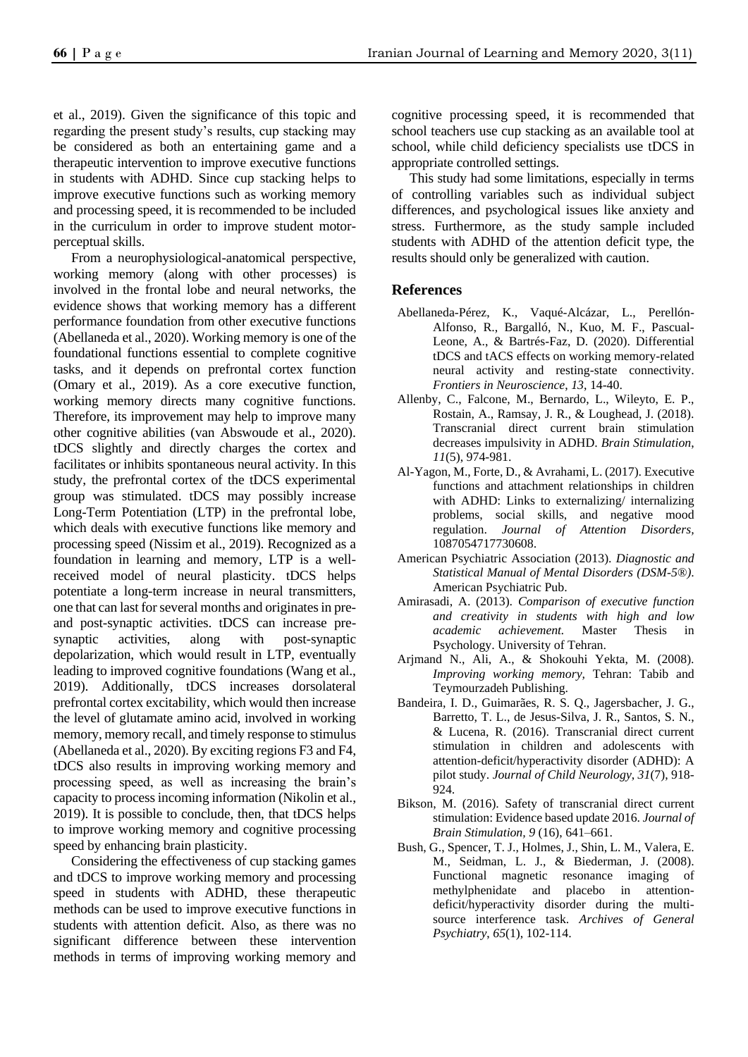et al., 2019). Given the significance of this topic and regarding the present study's results, cup stacking may be considered as both an entertaining game and a therapeutic intervention to improve executive functions in students with ADHD. Since cup stacking helps to improve executive functions such as working memory and processing speed, it is recommended to be included in the curriculum in order to improve student motor-perceptual skills.

From a neurophysiological-anatomical perspective, working memory (along with other processes) is involved in the frontal lobe and neural networks, the evidence shows that working memory has a different performance foundation from other executive functions (Abellaneda et al., 2020). Working memory is one of the foundational functions essential to complete cognitive tasks, and it depends on prefrontal cortex function (Omary et al., 2019). As a core executive function, working memory directs many cognitive functions. Therefore, its improvement may help to improve many other cognitive abilities (van Abswoude et al., 2020). tDCS slightly and directly charges the cortex and facilitates or inhibits spontaneous neural activity. In this study, the prefrontal cortex of the tDCS experimental group was stimulated. tDCS may possibly increase Long-Term Potentiation (LTP) in the prefrontal lobe, which deals with executive functions like memory and processing speed (Nissim et al., 2019). Recognized as a foundation in learning and memory, LTP is a well-received model of neural plasticity. tDCS helps potentiate a long-term increase in neural transmitters, one that can last for several months and originates in pre- and post-synaptic activities. tDCS can increase pre-synaptic activities, along with post-synaptic depolarization, which would result in LTP, eventually leading to improved cognitive foundations (Wang et al., 2019). Additionally, tDCS increases dorsolateral prefrontal cortex excitability, which would then increase the level of glutamate amino acid, involved in working memory, memory recall, and timely response to stimulus (Abellaneda et al., 2020). By exciting regions F3 and F4, tDCS also results in improving working memory and processing speed, as well as increasing the brain's capacity to process incoming information (Nikolin et al., 2019). It is possible to conclude, then, that tDCS helps to improve working memory and cognitive processing speed by enhancing brain plasticity.

Considering the effectiveness of cup stacking games and tDCS to improve working memory and processing speed in students with ADHD, these therapeutic methods can be used to improve executive functions in students with attention deficit. Also, as there was no significant difference between these intervention methods in terms of improving working memory and cognitive processing speed, it is recommended that school teachers use cup stacking as an available tool at school, while child deficiency specialists use tDCS in appropriate controlled settings.

This study had some limitations, especially in terms of controlling variables such as individual subject differences, and psychological issues like anxiety and stress. Furthermore, as the study sample included students with ADHD of the attention deficit type, the results should only be generalized with caution.

## References

Abellaneda-Pérez, K., Vaqué-Alcázar, L., Perellón-Alfonso, R., Bargalló, N., Kuo, M. F., Pascual-Leone, A., & Bartrés-Faz, D. (2020). Differential tDCS and tACS effects on working memory-related neural activity and resting-state connectivity. *Frontiers in Neuroscience*, *13*, 14-40.

Allenby, C., Falcone, M., Bernardo, L., Wileyto, E. P., Rostain, A., Ramsay, J. R., & Loughead, J. (2018). Transcranial direct current brain stimulation decreases impulsivity in ADHD. *Brain Stimulation*, *11*(5), 974-981.

Al-Yagon, M., Forte, D., & Avrahami, L. (2017). Executive functions and attachment relationships in children with ADHD: Links to externalizing/ internalizing problems, social skills, and negative mood regulation. *Journal of Attention Disorders*, 1087054717730608.

American Psychiatric Association (2013). *Diagnostic and Statistical Manual of Mental Disorders (DSM-5®)*. American Psychiatric Pub.

Amirasadi, A. (2013). *Comparison of executive function and creativity in students with high and low academic achievement.* Master Thesis in Psychology. University of Tehran.

Arjmand N., Ali, A., & Shokouhi Yekta, M. (2008). *Improving working memory,* Tehran: Tabib and Teymourzadeh Publishing.

Bandeira, I. D., Guimarães, R. S. Q., Jagersbacher, J. G., Barretto, T. L., de Jesus-Silva, J. R., Santos, S. N., & Lucena, R. (2016). Transcranial direct current stimulation in children and adolescents with attention-deficit/hyperactivity disorder (ADHD): A pilot study. *Journal of Child Neurology*, *31*(7), 918-924.

Bikson, M. (2016). Safety of transcranial direct current stimulation: Evidence based update 2016. *Journal of Brain Stimulation, 9* (16), 641–661.

Bush, G., Spencer, T. J., Holmes, J., Shin, L. M., Valera, E. M., Seidman, L. J., & Biederman, J. (2008). Functional magnetic resonance imaging of methylphenidate and placebo in attention-deficit/hyperactivity disorder during the multi-source interference task. *Archives of General Psychiatry*, *65*(1), 102-114.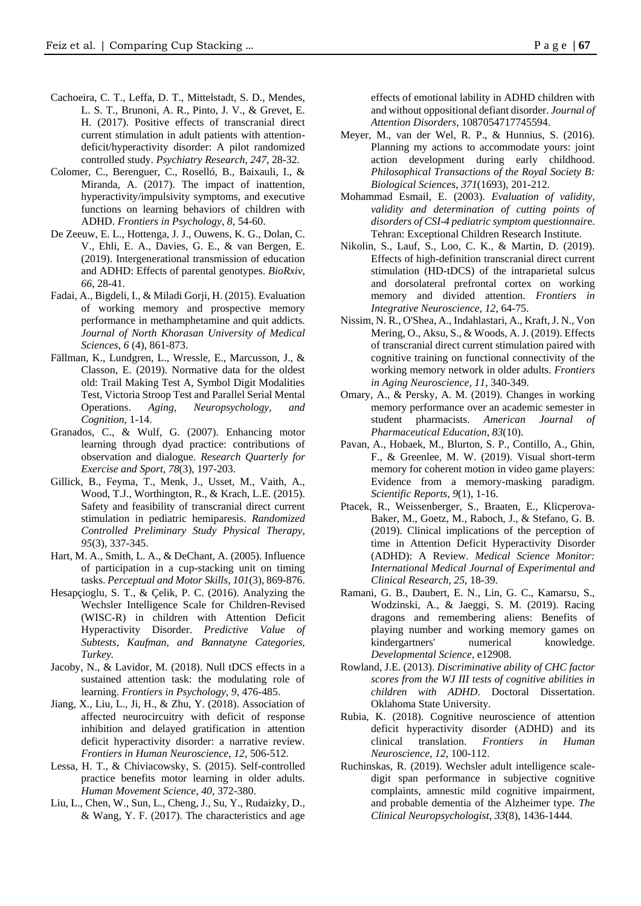Cachoeira, C. T., Leffa, D. T., Mittelstadt, S. D., Mendes, L. S. T., Brunoni, A. R., Pinto, J. V., & Grevet, E. H. (2017). Positive effects of transcranial direct current stimulation in adult patients with attention-deficit/hyperactivity disorder: A pilot randomized controlled study. *Psychiatry Research*, *247*, 28-32.

Colomer, C., Berenguer, C., Roselló, B., Baixauli, I., & Miranda, A. (2017). The impact of inattention, hyperactivity/impulsivity symptoms, and executive functions on learning behaviors of children with ADHD. *Frontiers in Psychology*, *8*, 54-60.

De Zeeuw, E. L., Hottenga, J. J., Ouwens, K. G., Dolan, C. V., Ehli, E. A., Davies, G. E., & van Bergen, E. (2019). Intergenerational transmission of education and ADHD: Effects of parental genotypes. *BioRxiv, 66*, 28-41.

Fadai, A., Bigdeli, I., & Miladi Gorji, H. (2015). Evaluation of working memory and prospective memory performance in methamphetamine and quit addicts. *Journal of North Khorasan University of Medical Sciences, 6* (4), 861-873.

Fällman, K., Lundgren, L., Wressle, E., Marcusson, J., & Classon, E. (2019). Normative data for the oldest old: Trail Making Test A, Symbol Digit Modalities Test, Victoria Stroop Test and Parallel Serial Mental Operations. *Aging, Neuropsychology, and Cognition*, 1-14.

Granados, C., & Wulf, G. (2007). Enhancing motor learning through dyad practice: contributions of observation and dialogue. *Research Quarterly for Exercise and Sport*, *78*(3), 197-203.

Gillick, B., Feyma, T., Menk, J., Usset, M., Vaith, A., Wood, T.J., Worthington, R., & Krach, L.E. (2015). Safety and feasibility of transcranial direct current stimulation in pediatric hemiparesis. *Randomized Controlled Preliminary Study Physical Therapy*, *95*(3), 337-345.

Hart, M. A., Smith, L. A., & DeChant, A. (2005). Influence of participation in a cup-stacking unit on timing tasks. *Perceptual and Motor Skills*, *101*(3), 869-876.

Hesapçioglu, S. T., & Çelik, P. C. (2016). Analyzing the Wechsler Intelligence Scale for Children-Revised (WISC-R) in children with Attention Deficit Hyperactivity Disorder. *Predictive Value of Subtests, Kaufman, and Bannatyne Categories, Turkey.*

Jacoby, N., & Lavidor, M. (2018). Null tDCS effects in a sustained attention task: the modulating role of learning. *Frontiers in Psychology*, *9*, 476-485.

Jiang, X., Liu, L., Ji, H., & Zhu, Y. (2018). Association of affected neurocircuitry with deficit of response inhibition and delayed gratification in attention deficit hyperactivity disorder: a narrative review. *Frontiers in Human Neuroscience*, *12*, 506-512.

Lessa, H. T., & Chiviacowsky, S. (2015). Self-controlled practice benefits motor learning in older adults. *Human Movement Science*, *40*, 372-380.

Liu, L., Chen, W., Sun, L., Cheng, J., Su, Y., Rudaizky, D., & Wang, Y. F. (2017). The characteristics and age effects of emotional lability in ADHD children with and without oppositional defiant disorder. *Journal of Attention Disorders*, 1087054717745594.

Meyer, M., van der Wel, R. P., & Hunnius, S. (2016). Planning my actions to accommodate yours: joint action development during early childhood. *Philosophical Transactions of the Royal Society B: Biological Sciences*, *371*(1693), 201-212.

Mohammad Esmail, E. (2003). *Evaluation of validity, validity and determination of cutting points of disorders of CSI-4 pediatric symptom questionnaire*. Tehran: Exceptional Children Research Institute.

Nikolin, S., Lauf, S., Loo, C. K., & Martin, D. (2019). Effects of high-definition transcranial direct current stimulation (HD-tDCS) of the intraparietal sulcus and dorsolateral prefrontal cortex on working memory and divided attention. *Frontiers in Integrative Neuroscience*, *12*, 64-75.

Nissim, N. R., O'Shea, A., Indahlastari, A., Kraft, J. N., Von Mering, O., Aksu, S., & Woods, A. J. (2019). Effects of transcranial direct current stimulation paired with cognitive training on functional connectivity of the working memory network in older adults. *Frontiers in Aging Neuroscience*, *11*, 340-349.

Omary, A., & Persky, A. M. (2019). Changes in working memory performance over an academic semester in student pharmacists. *American Journal of Pharmaceutical Education*, *83*(10).

Pavan, A., Hobaek, M., Blurton, S. P., Contillo, A., Ghin, F., & Greenlee, M. W. (2019). Visual short-term memory for coherent motion in video game players: Evidence from a memory-masking paradigm. *Scientific Reports*, *9*(1), 1-16.

Ptacek, R., Weissenberger, S., Braaten, E., Klicperova-Baker, M., Goetz, M., Raboch, J., & Stefano, G. B. (2019). Clinical implications of the perception of time in Attention Deficit Hyperactivity Disorder (ADHD): A Review. *Medical Science Monitor: International Medical Journal of Experimental and Clinical Research*, *25*, 18-39.

Ramani, G. B., Daubert, E. N., Lin, G. C., Kamarsu, S., Wodzinski, A., & Jaeggi, S. M. (2019). Racing dragons and remembering aliens: Benefits of playing number and working memory games on kindergartners' numerical knowledge. *Developmental Science*, e12908.

Rowland, J.E. (2013). *Discriminative ability of CHC factor scores from the WJ III tests of cognitive abilities in children with ADHD*. Doctoral Dissertation. Oklahoma State University.

Rubia, K. (2018). Cognitive neuroscience of attention deficit hyperactivity disorder (ADHD) and its clinical translation. *Frontiers in Human Neuroscience*, *12*, 100-112.

Ruchinskas, R. (2019). Wechsler adult intelligence scale-digit span performance in subjective cognitive complaints, amnestic mild cognitive impairment, and probable dementia of the Alzheimer type. *The Clinical Neuropsychologist*, *33*(8), 1436-1444.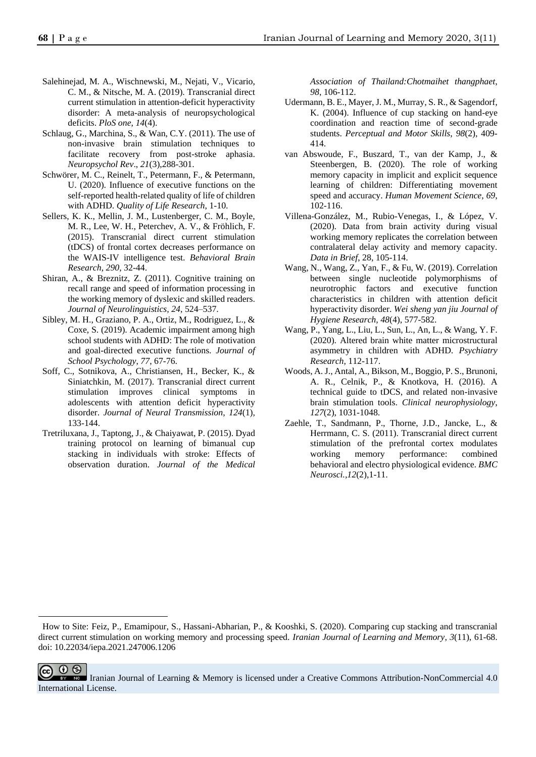Salehinejad, M. A., Wischnewski, M., Nejati, V., Vicario, C. M., & Nitsche, M. A. (2019). Transcranial direct current stimulation in attention-deficit hyperactivity disorder: A meta-analysis of neuropsychological deficits. *PloS one*, *14*(4).

Schlaug, G., Marchina, S., & Wan, C.Y. (2011). The use of non-invasive brain stimulation techniques to facilitate recovery from post-stroke aphasia. *Neuropsychol Rev*., *21*(3),288-301.

Schwörer, M. C., Reinelt, T., Petermann, F., & Petermann, U. (2020). Influence of executive functions on the self-reported health-related quality of life of children with ADHD. *Quality of Life Research*, 1-10.

Sellers, K. K., Mellin, J. M., Lustenberger, C. M., Boyle, M. R., Lee, W. H., Peterchev, A. V., & Fröhlich, F. (2015). Transcranial direct current stimulation (tDCS) of frontal cortex decreases performance on the WAIS-IV intelligence test. *Behavioral Brain Research*, *290*, 32-44.

Shiran, A., & Breznitz, Z. (2011). Cognitive training on recall range and speed of information processing in the working memory of dyslexic and skilled readers. *Journal of Neurolinguistics, 24*, 524–537.

Sibley, M. H., Graziano, P. A., Ortiz, M., Rodriguez, L., & Coxe, S. (2019). Academic impairment among high school students with ADHD: The role of motivation and goal-directed executive functions. *Journal of School Psychology*, *77*, 67-76.

Soff, C., Sotnikova, A., Christiansen, H., Becker, K., & Siniatchkin, M. (2017). Transcranial direct current stimulation improves clinical symptoms in adolescents with attention deficit hyperactivity disorder. *Journal of Neural Transmission*, *124*(1), 133-144.

Tretriluxana, J., Taptong, J., & Chaiyawat, P. (2015). Dyad training protocol on learning of bimanual cup stacking in individuals with stroke: Effects of observation duration. *Journal of the Medical Association of Thailand:Chotmaihet thangphaet*, *98*, 106-112.

Udermann, B. E., Mayer, J. M., Murray, S. R., & Sagendorf, K. (2004). Influence of cup stacking on hand-eye coordination and reaction time of second-grade students. *Perceptual and Motor Skills*, *98*(2), 409-414.

van Abswoude, F., Buszard, T., van der Kamp, J., & Steenbergen, B. (2020). The role of working memory capacity in implicit and explicit sequence learning of children: Differentiating movement speed and accuracy. *Human Movement Science*, *69*, 102-116.

Villena-González, M., Rubio-Venegas, I., & López, V. (2020). Data from brain activity during visual working memory replicates the correlation between contralateral delay activity and memory capacity. *Data in Brief*, 28, 105-114.

Wang, N., Wang, Z., Yan, F., & Fu, W. (2019). Correlation between single nucleotide polymorphisms of neurotrophic factors and executive function characteristics in children with attention deficit hyperactivity disorder. *Wei sheng yan jiu Journal of Hygiene Research*, *48*(4), 577-582.

Wang, P., Yang, L., Liu, L., Sun, L., An, L., & Wang, Y. F. (2020). Altered brain white matter microstructural asymmetry in children with ADHD. *Psychiatry Research,* 112-117.

Woods, A. J., Antal, A., Bikson, M., Boggio, P. S., Brunoni, A. R., Celnik, P., & Knotkova, H. (2016). A technical guide to tDCS, and related non-invasive brain stimulation tools. *Clinical neurophysiology*, *127*(2), 1031-1048.

Zaehle, T., Sandmann, P., Thorne, J.D., Jancke, L., & Herrmann, C. S. (2011). Transcranial direct current stimulation of the prefrontal cortex modulates working memory performance: combined behavioral and electro physiological evidence. *BMC Neurosci.*,*12*(2),1-11.

---

How to Site: Feiz, P., Emamipour, S., Hassani-Abharian, P., & Kooshki, S. (2020). Comparing cup stacking and transcranial direct current stimulation on working memory and processing speed. *Iranian Journal of Learning and Memory*, *3*(11), 61-68. doi: 10.22034/iepa.2021.247006.1206

Iranian Journal of Learning & Memory is licensed under a Creative Commons Attribution-NonCommercial 4.0 International License.